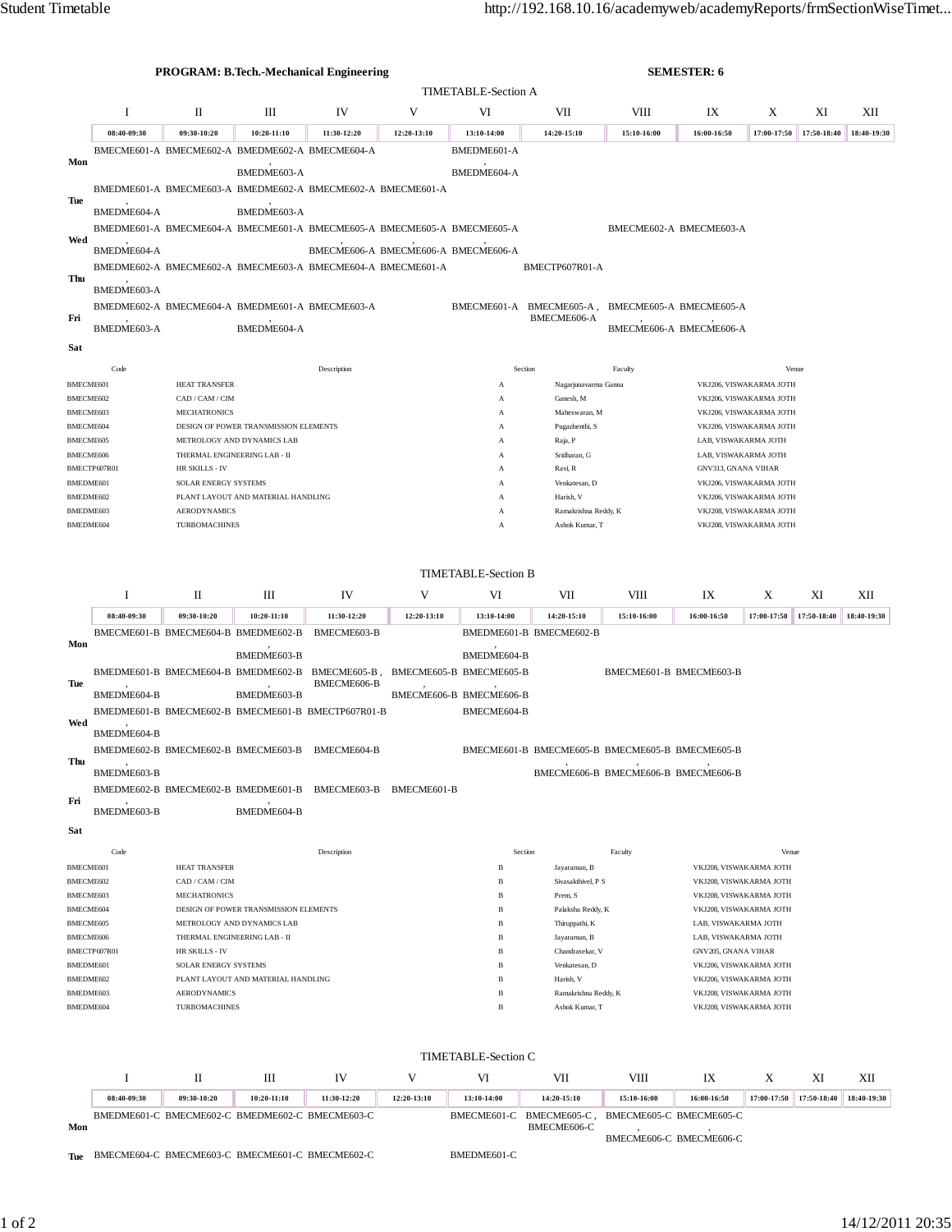**PROGRAM: B.Tech.-Mechanical Engineering** **SEMESTER: 6**

## TIMETABLE-Section A

| | I | II | III | IV | V | VI | VII | VIII | IX | X | XI | XII |
|---|---|---|---|---|---|---|---|---|---|---|---|---|
| | 08:40-09:30 | 09:30-10:20 | 10:20-11:10 | 11:30-12:20 | 12:20-13:10 | 13:10-14:00 | 14:20-15:10 | 15:10-16:00 | 16:00-16:50 | 17:00-17:50 | 17:50-18:40 | 18:40-19:30 |
| **Mon** | BMECME601-A | BMECME602-A | BMEDME602-A , BMEDME603-A | BMECME604-A | | BMEDME601-A , BMEDME604-A | | | | | | |
| **Tue** | BMEDME601-A , BMEDME604-A | BMECME603-A | BMEDME602-A , BMEDME603-A | BMECME602-A | BMECME601-A | | | | | | | |
| **Wed** | BMEDME601-A , BMEDME604-A | BMECME604-A | BMECME601-A | BMECME605-A , BMECME606-A | BMECME605-A , BMECME606-A | BMECME605-A , BMECME606-A | | BMECME602-A | BMECME603-A | | | |
| **Thu** | BMEDME602-A , BMEDME603-A | BMECME602-A | BMECME603-A | BMECME604-A | BMECME601-A | | BMECTP607R01-A | | | | | |
| **Fri** | BMEDME602-A , BMEDME603-A | BMECME604-A | BMEDME601-A , BMEDME604-A | BMECME603-A | | BMECME601-A | BMECME605-A , BMECME606-A | BMECME605-A , BMECME606-A | BMECME605-A , BMECME606-A | | | |
| **Sat** | | | | | | | | | | | | |

| Code | Description | Section | Faculty | Venue |
|---|---|---|---|---|
| BMECME601 | HEAT TRANSFER | A | Nagarjunavarma Ganna | VKJ206, VISWAKARMA JOTH |
| BMECME602 | CAD / CAM / CIM | A | Ganesh, M | VKJ206, VISWAKARMA JOTH |
| BMECME603 | MECHATRONICS | A | Maheswaran, M | VKJ206, VISWAKARMA JOTH |
| BMECME604 | DESIGN OF POWER TRANSMISSION ELEMENTS | A | Pugazhenthi, S | VKJ206, VISWAKARMA JOTH |
| BMECME605 | METROLOGY AND DYNAMICS LAB | A | Raja, P | LAB, VISWAKARMA JOTH |
| BMECME606 | THERMAL ENGINEERING LAB - II | A | Sridharan, G | LAB, VISWAKARMA JOTH |
| BMECTP607R01 | HR SKILLS - IV | A | Ravi, R | GNV313, GNANA VIHAR |
| BMEDME601 | SOLAR ENERGY SYSTEMS | A | Venkatesan, D | VKJ206, VISWAKARMA JOTH |
| BMEDME602 | PLANT LAYOUT AND MATERIAL HANDLING | A | Harish, V | VKJ206, VISWAKARMA JOTH |
| BMEDME603 | AERODYNAMICS | A | Ramakrishna Reddy, K | VKJ208, VISWAKARMA JOTH |
| BMEDME604 | TURBOMACHINES | A | Ashok Kumar, T | VKJ208, VISWAKARMA JOTH |

## TIMETABLE-Section B

| | I | II | III | IV | V | VI | VII | VIII | IX | X | XI | XII |
|---|---|---|---|---|---|---|---|---|---|---|---|---|
| | 08:40-09:30 | 09:30-10:20 | 10:20-11:10 | 11:30-12:20 | 12:20-13:10 | 13:10-14:00 | 14:20-15:10 | 15:10-16:00 | 16:00-16:50 | 17:00-17:50 | 17:50-18:40 | 18:40-19:30 |
| **Mon** | BMECME601-B | BMECME604-B | BMEDME602-B , BMEDME603-B | BMECME603-B | | BMEDME601-B , BMEDME604-B | BMECME602-B | | | | | |
| **Tue** | BMEDME601-B , BMEDME604-B | BMECME604-B | BMEDME602-B , BMEDME603-B | BMECME605-B , BMECME606-B | BMECME605-B , BMECME606-B | BMECME605-B , BMECME606-B | | BMECME601-B | BMECME603-B | | | |
| **Wed** | BMEDME601-B , BMEDME604-B | BMECME602-B | BMECME601-B | BMECTP607R01-B | | BMECME604-B | | | | | | |
| **Thu** | BMEDME602-B , BMEDME603-B | BMECME602-B | BMECME603-B | BMECME604-B | | BMECME601-B | BMECME605-B , BMECME606-B | BMECME605-B , BMECME606-B | BMECME605-B , BMECME606-B | | | |
| **Fri** | BMEDME602-B , BMEDME603-B | BMECME602-B | BMEDME601-B , BMEDME604-B | BMECME603-B | BMECME601-B | | | | | | | |
| **Sat** | | | | | | | | | | | | |

| Code | Description | Section | Faculty | Venue |
|---|---|---|---|---|
| BMECME601 | HEAT TRANSFER | B | Jayaraman, B | VKJ208, VISWAKARMA JOTH |
| BMECME602 | CAD / CAM / CIM | B | Sivasakthivel, P S | VKJ208, VISWAKARMA JOTH |
| BMECME603 | MECHATRONICS | B | Prem, S | VKJ208, VISWAKARMA JOTH |
| BMECME604 | DESIGN OF POWER TRANSMISSION ELEMENTS | B | Palaksha Reddy, K | VKJ208, VISWAKARMA JOTH |
| BMECME605 | METROLOGY AND DYNAMICS LAB | B | Thiruppathi, K | LAB, VISWAKARMA JOTH |
| BMECME606 | THERMAL ENGINEERING LAB - II | B | Jayaraman, B | LAB, VISWAKARMA JOTH |
| BMECTP607R01 | HR SKILLS - IV | B | Chandrasekar, V | GNV205, GNANA VIHAR |
| BMEDME601 | SOLAR ENERGY SYSTEMS | B | Venkatesan, D | VKJ206, VISWAKARMA JOTH |
| BMEDME602 | PLANT LAYOUT AND MATERIAL HANDLING | B | Harish, V | VKJ206, VISWAKARMA JOTH |
| BMEDME603 | AERODYNAMICS | B | Ramakrishna Reddy, K | VKJ208, VISWAKARMA JOTH |
| BMEDME604 | TURBOMACHINES | B | Ashok Kumar, T | VKJ208, VISWAKARMA JOTH |

## TIMETABLE-Section C

| | I | II | III | IV | V | VI | VII | VIII | IX | X | XI | XII |
|---|---|---|---|---|---|---|---|---|---|---|---|---|
| | 08:40-09:30 | 09:30-10:20 | 10:20-11:10 | 11:30-12:20 | 12:20-13:10 | 13:10-14:00 | 14:20-15:10 | 15:10-16:00 | 16:00-16:50 | 17:00-17:50 | 17:50-18:40 | 18:40-19:30 |
| **Mon** | BMEDME601-C | BMECME602-C | BMEDME602-C | BMECME603-C | | BMECME601-C | BMECME605-C , BMECME606-C | BMECME605-C , BMECME606-C | BMECME605-C , BMECME606-C | | | |
| **Tue** | BMECME604-C | BMECME603-C | BMECME601-C | BMECME602-C | | BMEDME601-C | | | | | | |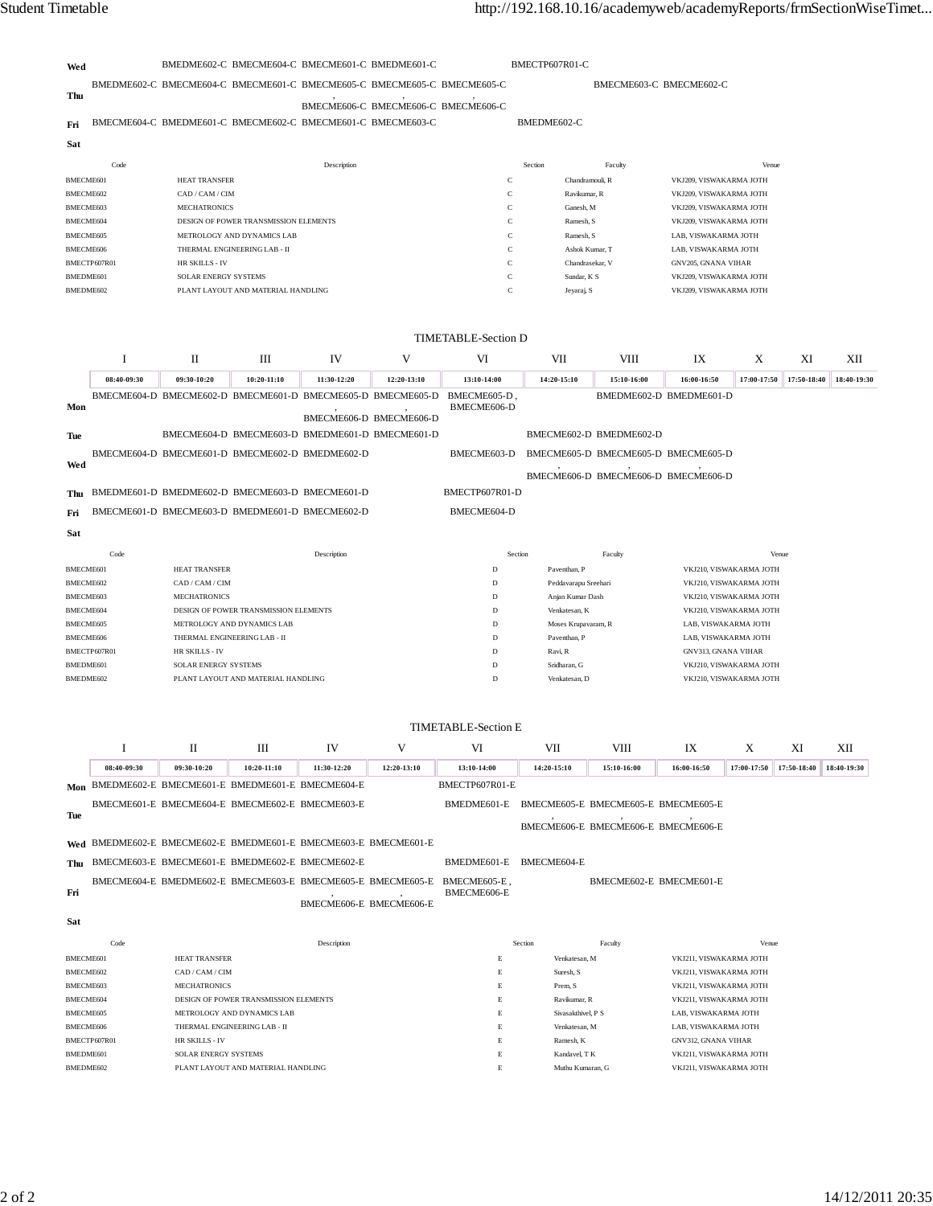| | | | | | | | | | | | | |
|---|---|---|---|---|---|---|---|---|---|---|---|---|
| **Wed** | | BMEDME602-C | BMECME604-C | BMECME601-C | BMEDME601-C | | BMECTP607R01-C | | | | | |
| **Thu** | BMEDME602-C | BMECME604-C | BMECME601-C | BMECME605-C , BMECME606-C | BMECME605-C , BMECME606-C | BMECME605-C , BMECME606-C | | BMECME603-C | BMECME602-C | | | |
| **Fri** | BMECME604-C | BMEDME601-C | BMECME602-C | BMECME601-C | BMECME603-C | | BMEDME602-C | | | | | |
| **Sat** | | | | | | | | | | | | |

| Code | Description | Section | Faculty | Venue |
|---|---|---|---|---|
| BMECME601 | HEAT TRANSFER | C | Chandramouli, R | VKJ209, VISWAKARMA JOTH |
| BMECME602 | CAD / CAM / CIM | C | Ravikumar, R | VKJ209, VISWAKARMA JOTH |
| BMECME603 | MECHATRONICS | C | Ganesh, M | VKJ209, VISWAKARMA JOTH |
| BMECME604 | DESIGN OF POWER TRANSMISSION ELEMENTS | C | Ramesh, S | VKJ209, VISWAKARMA JOTH |
| BMECME605 | METROLOGY AND DYNAMICS LAB | C | Ramesh, S | LAB, VISWAKARMA JOTH |
| BMECME606 | THERMAL ENGINEERING LAB - II | C | Ashok Kumar, T | LAB, VISWAKARMA JOTH |
| BMECTP607R01 | HR SKILLS - IV | C | Chandrasekar, V | GNV205, GNANA VIHAR |
| BMEDME601 | SOLAR ENERGY SYSTEMS | C | Sundar, K S | VKJ209, VISWAKARMA JOTH |
| BMEDME602 | PLANT LAYOUT AND MATERIAL HANDLING | C | Jeyaraj, S | VKJ209, VISWAKARMA JOTH |

## TIMETABLE-Section D

| | I | II | III | IV | V | VI | VII | VIII | IX | X | XI | XII |
|---|---|---|---|---|---|---|---|---|---|---|---|---|
| | 08:40-09:30 | 09:30-10:20 | 10:20-11:10 | 11:30-12:20 | 12:20-13:10 | 13:10-14:00 | 14:20-15:10 | 15:10-16:00 | 16:00-16:50 | 17:00-17:50 | 17:50-18:40 | 18:40-19:30 |
| **Mon** | BMECME604-D | BMECME602-D | BMECME601-D | BMECME605-D , BMECME606-D | BMECME605-D , BMECME606-D | BMECME605-D , BMECME606-D | | BMEDME602-D | BMEDME601-D | | | |
| **Tue** | | BMECME604-D | BMECME603-D | BMEDME601-D | BMECME601-D | | BMECME602-D | BMEDME602-D | | | | |
| **Wed** | BMECME604-D | BMECME601-D | BMECME602-D | BMEDME602-D | | BMECME603-D | BMECME605-D , BMECME606-D | BMECME605-D , BMECME606-D | BMECME605-D , BMECME606-D | | | |
| **Thu** | BMEDME601-D | BMEDME602-D | BMECME603-D | BMECME601-D | | BMECTP607R01-D | | | | | | |
| **Fri** | BMECME601-D | BMECME603-D | BMEDME601-D | BMECME602-D | | BMECME604-D | | | | | | |
| **Sat** | | | | | | | | | | | | |

| Code | Description | Section | Faculty | Venue |
|---|---|---|---|---|
| BMECME601 | HEAT TRANSFER | D | Paventhan, P | VKJ210, VISWAKARMA JOTH |
| BMECME602 | CAD / CAM / CIM | D | Peddavarapu Sreehari | VKJ210, VISWAKARMA JOTH |
| BMECME603 | MECHATRONICS | D | Anjan Kumar Dash | VKJ210, VISWAKARMA JOTH |
| BMECME604 | DESIGN OF POWER TRANSMISSION ELEMENTS | D | Venkatesan, K | VKJ210, VISWAKARMA JOTH |
| BMECME605 | METROLOGY AND DYNAMICS LAB | D | Moses Krupavaram, R | LAB, VISWAKARMA JOTH |
| BMECME606 | THERMAL ENGINEERING LAB - II | D | Paventhan, P | LAB, VISWAKARMA JOTH |
| BMECTP607R01 | HR SKILLS - IV | D | Ravi, R | GNV313, GNANA VIHAR |
| BMEDME601 | SOLAR ENERGY SYSTEMS | D | Sridharan, G | VKJ210, VISWAKARMA JOTH |
| BMEDME602 | PLANT LAYOUT AND MATERIAL HANDLING | D | Venkatesan, D | VKJ210, VISWAKARMA JOTH |

## TIMETABLE-Section E

| | I | II | III | IV | V | VI | VII | VIII | IX | X | XI | XII |
|---|---|---|---|---|---|---|---|---|---|---|---|---|
| | 08:40-09:30 | 09:30-10:20 | 10:20-11:10 | 11:30-12:20 | 12:20-13:10 | 13:10-14:00 | 14:20-15:10 | 15:10-16:00 | 16:00-16:50 | 17:00-17:50 | 17:50-18:40 | 18:40-19:30 |
| **Mon** | BMEDME602-E | BMECME601-E | BMEDME601-E | BMECME604-E | | BMECTP607R01-E | | | | | | |
| **Tue** | BMECME601-E | BMECME604-E | BMECME602-E | BMECME603-E | | BMEDME601-E | BMECME605-E , BMECME606-E | BMECME605-E , BMECME606-E | BMECME605-E , BMECME606-E | | | |
| **Wed** | BMEDME602-E | BMECME602-E | BMEDME601-E | BMECME603-E | BMECME601-E | | | | | | | |
| **Thu** | BMECME603-E | BMECME601-E | BMEDME602-E | BMECME602-E | | BMEDME601-E | BMECME604-E | | | | | |
| **Fri** | BMECME604-E | BMEDME602-E | BMECME603-E | BMECME605-E , BMECME606-E | BMECME605-E , BMECME606-E | BMECME605-E , BMECME606-E | | BMECME602-E | BMECME601-E | | | |
| **Sat** | | | | | | | | | | | | |

| Code | Description | Section | Faculty | Venue |
|---|---|---|---|---|
| BMECME601 | HEAT TRANSFER | E | Venkatesan, M | VKJ211, VISWAKARMA JOTH |
| BMECME602 | CAD / CAM / CIM | E | Suresh, S | VKJ211, VISWAKARMA JOTH |
| BMECME603 | MECHATRONICS | E | Prem, S | VKJ211, VISWAKARMA JOTH |
| BMECME604 | DESIGN OF POWER TRANSMISSION ELEMENTS | E | Ravikumar, R | VKJ211, VISWAKARMA JOTH |
| BMECME605 | METROLOGY AND DYNAMICS LAB | E | Sivasakthivel, P S | LAB, VISWAKARMA JOTH |
| BMECME606 | THERMAL ENGINEERING LAB - II | E | Venkatesan, M | LAB, VISWAKARMA JOTH |
| BMECTP607R01 | HR SKILLS - IV | E | Ramesh, K | GNV312, GNANA VIHAR |
| BMEDME601 | SOLAR ENERGY SYSTEMS | E | Kandavel, T K | VKJ211, VISWAKARMA JOTH |
| BMEDME602 | PLANT LAYOUT AND MATERIAL HANDLING | E | Muthu Kumaran, G | VKJ211, VISWAKARMA JOTH |